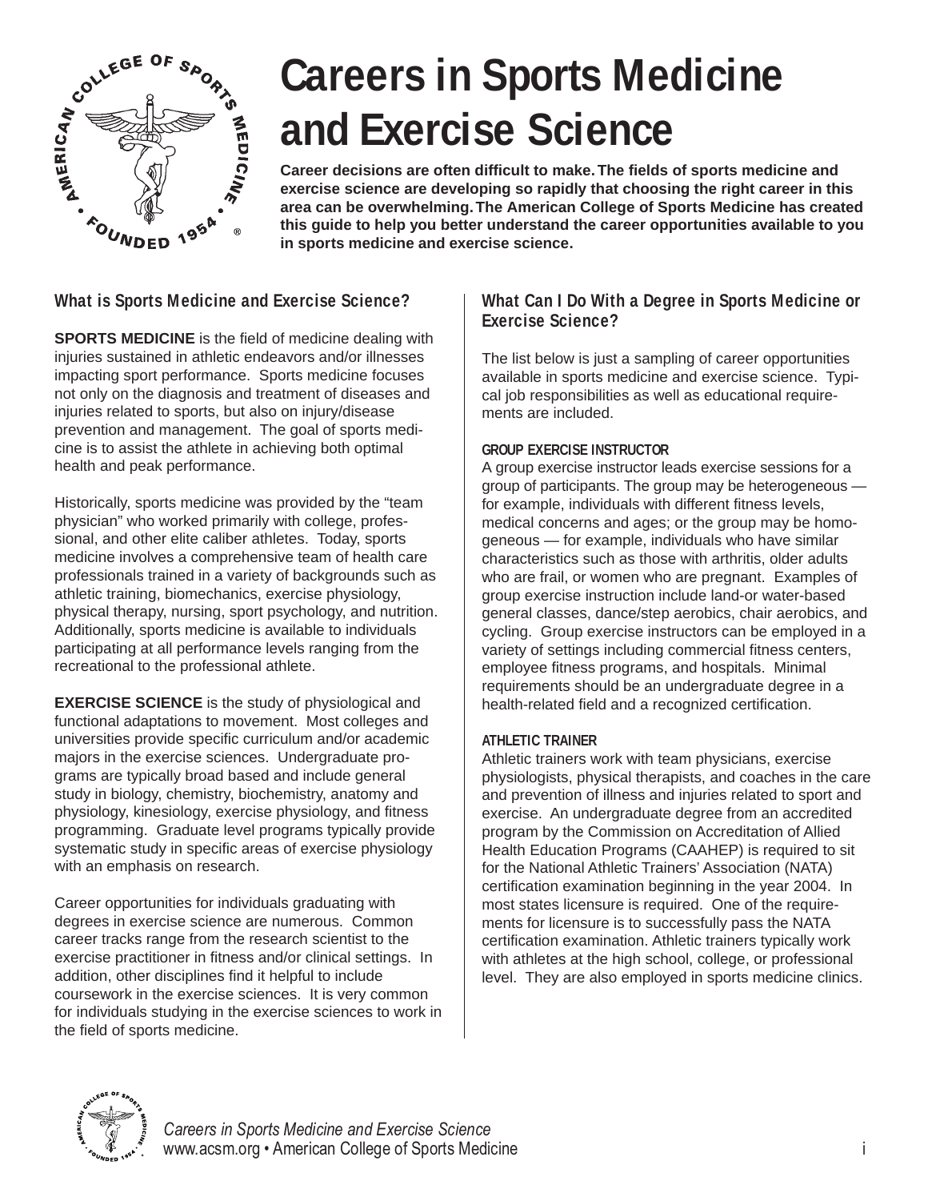# Careers in Sports Medicine and Exercise Science

**Career decisions are often difficult to make. The fields of sports medicine and exercise science are developing so rapidly that choosing the right career in this area can be overwhelming. The American College of Sports Medicine has created this guide to help you better understand the career opportunities available to you in sports medicine and exercise science.**

## What is Sports Medicine and Exercise Science?

**SPORTS MEDICINE** is the field of medicine dealing with injuries sustained in athletic endeavors and/or illnesses impacting sport performance. Sports medicine focuses not only on the diagnosis and treatment of diseases and injuries related to sports, but also on injury/disease prevention and management. The goal of sports medicine is to assist the athlete in achieving both optimal health and peak performance.

Historically, sports medicine was provided by the "team physician" who worked primarily with college, professional, and other elite caliber athletes. Today, sports medicine involves a comprehensive team of health care professionals trained in a variety of backgrounds such as athletic training, biomechanics, exercise physiology, physical therapy, nursing, sport psychology, and nutrition. Additionally, sports medicine is available to individuals participating at all performance levels ranging from the recreational to the professional athlete.

**EXERCISE SCIENCE** is the study of physiological and functional adaptations to movement. Most colleges and universities provide specific curriculum and/or academic majors in the exercise sciences. Undergraduate programs are typically broad based and include general study in biology, chemistry, biochemistry, anatomy and physiology, kinesiology, exercise physiology, and fitness programming. Graduate level programs typically provide systematic study in specific areas of exercise physiology with an emphasis on research.

Career opportunities for individuals graduating with degrees in exercise science are numerous. Common career tracks range from the research scientist to the exercise practitioner in fitness and/or clinical settings. In addition, other disciplines find it helpful to include coursework in the exercise sciences. It is very common for individuals studying in the exercise sciences to work in the field of sports medicine.

## What Can I Do With a Degree in Sports Medicine or Exercise Science?

The list below is just a sampling of career opportunities available in sports medicine and exercise science. Typical job responsibilities as well as educational requirements are included.

### GROUP EXERCISE INSTRUCTOR

A group exercise instructor leads exercise sessions for a group of participants. The group may be heterogeneous — for example, individuals with different fitness levels, medical concerns and ages; or the group may be homogeneous — for example, individuals who have similar characteristics such as those with arthritis, older adults who are frail, or women who are pregnant. Examples of group exercise instruction include land-or water-based general classes, dance/step aerobics, chair aerobics, and cycling. Group exercise instructors can be employed in a variety of settings including commercial fitness centers, employee fitness programs, and hospitals. Minimal requirements should be an undergraduate degree in a health-related field and a recognized certification.

### ATHLETIC TRAINER

Athletic trainers work with team physicians, exercise physiologists, physical therapists, and coaches in the care and prevention of illness and injuries related to sport and exercise. An undergraduate degree from an accredited program by the Commission on Accreditation of Allied Health Education Programs (CAAHEP) is required to sit for the National Athletic Trainers' Association (NATA) certification examination beginning in the year 2004. In most states licensure is required. One of the requirements for licensure is to successfully pass the NATA certification examination. Athletic trainers typically work with athletes at the high school, college, or professional level. They are also employed in sports medicine clinics.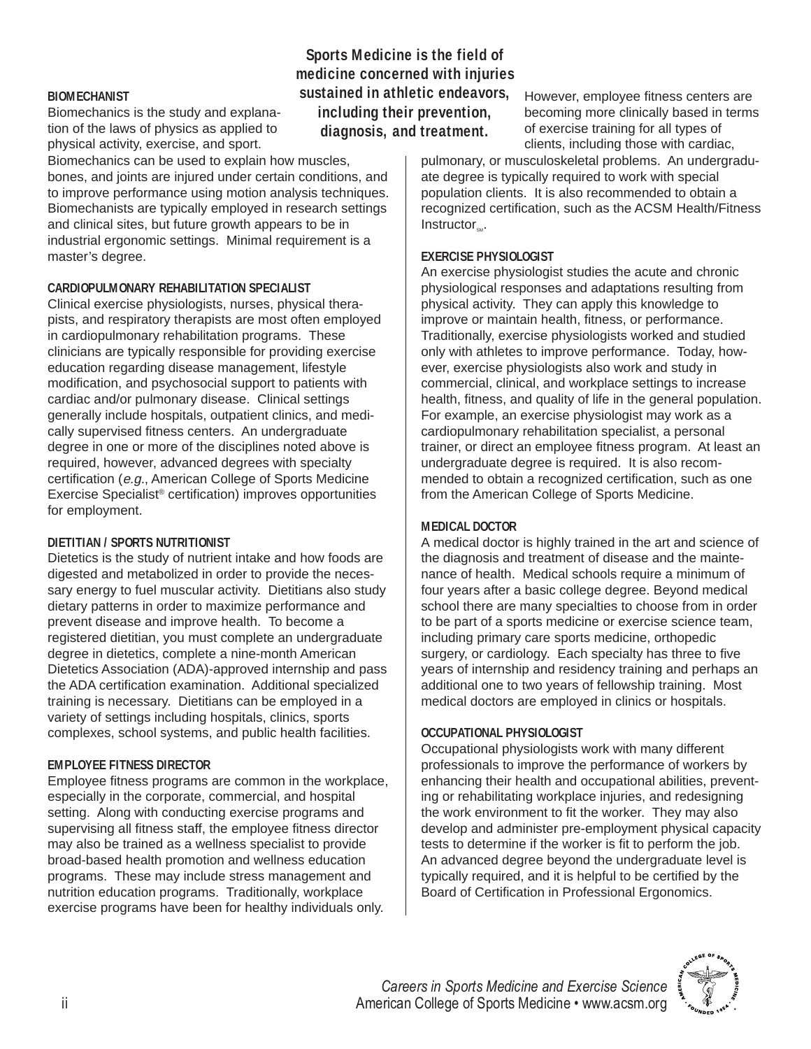**Sports Medicine is the field of medicine concerned with injuries sustained in athletic endeavors, including their prevention, diagnosis, and treatment.**

### BIOMECHANIST

Biomechanics is the study and explanation of the laws of physics as applied to physical activity, exercise, and sport. Biomechanics can be used to explain how muscles, bones, and joints are injured under certain conditions, and to improve performance using motion analysis techniques. Biomechanists are typically employed in research settings and clinical sites, but future growth appears to be in industrial ergonomic settings. Minimal requirement is a master's degree.

### CARDIOPULMONARY REHABILITATION SPECIALIST

Clinical exercise physiologists, nurses, physical therapists, and respiratory therapists are most often employed in cardiopulmonary rehabilitation programs. These clinicians are typically responsible for providing exercise education regarding disease management, lifestyle modification, and psychosocial support to patients with cardiac and/or pulmonary disease. Clinical settings generally include hospitals, outpatient clinics, and medically supervised fitness centers. An undergraduate degree in one or more of the disciplines noted above is required, however, advanced degrees with specialty certification (*e.g.*, American College of Sports Medicine Exercise Specialist® certification) improves opportunities for employment.

### DIETITIAN / SPORTS NUTRITIONIST

Dietetics is the study of nutrient intake and how foods are digested and metabolized in order to provide the necessary energy to fuel muscular activity. Dietitians also study dietary patterns in order to maximize performance and prevent disease and improve health. To become a registered dietitian, you must complete an undergraduate degree in dietetics, complete a nine-month American Dietetics Association (ADA)-approved internship and pass the ADA certification examination. Additional specialized training is necessary. Dietitians can be employed in a variety of settings including hospitals, clinics, sports complexes, school systems, and public health facilities.

### EMPLOYEE FITNESS DIRECTOR

Employee fitness programs are common in the workplace, especially in the corporate, commercial, and hospital setting. Along with conducting exercise programs and supervising all fitness staff, the employee fitness director may also be trained as a wellness specialist to provide broad-based health promotion and wellness education programs. These may include stress management and nutrition education programs. Traditionally, workplace exercise programs have been for healthy individuals only. However, employee fitness centers are becoming more clinically based in terms of exercise training for all types of clients, including those with cardiac, pulmonary, or musculoskeletal problems. An undergraduate degree is typically required to work with special population clients. It is also recommended to obtain a recognized certification, such as the ACSM Health/Fitness Instructor℠.

### EXERCISE PHYSIOLOGIST

An exercise physiologist studies the acute and chronic physiological responses and adaptations resulting from physical activity. They can apply this knowledge to improve or maintain health, fitness, or performance. Traditionally, exercise physiologists worked and studied only with athletes to improve performance. Today, however, exercise physiologists also work and study in commercial, clinical, and workplace settings to increase health, fitness, and quality of life in the general population. For example, an exercise physiologist may work as a cardiopulmonary rehabilitation specialist, a personal trainer, or direct an employee fitness program. At least an undergraduate degree is required. It is also recommended to obtain a recognized certification, such as one from the American College of Sports Medicine.

### MEDICAL DOCTOR

A medical doctor is highly trained in the art and science of the diagnosis and treatment of disease and the maintenance of health. Medical schools require a minimum of four years after a basic college degree. Beyond medical school there are many specialties to choose from in order to be part of a sports medicine or exercise science team, including primary care sports medicine, orthopedic surgery, or cardiology. Each specialty has three to five years of internship and residency training and perhaps an additional one to two years of fellowship training. Most medical doctors are employed in clinics or hospitals.

### OCCUPATIONAL PHYSIOLOGIST

Occupational physiologists work with many different professionals to improve the performance of workers by enhancing their health and occupational abilities, preventing or rehabilitating workplace injuries, and redesigning the work environment to fit the worker. They may also develop and administer pre-employment physical capacity tests to determine if the worker is fit to perform the job. An advanced degree beyond the undergraduate level is typically required, and it is helpful to be certified by the Board of Certification in Professional Ergonomics.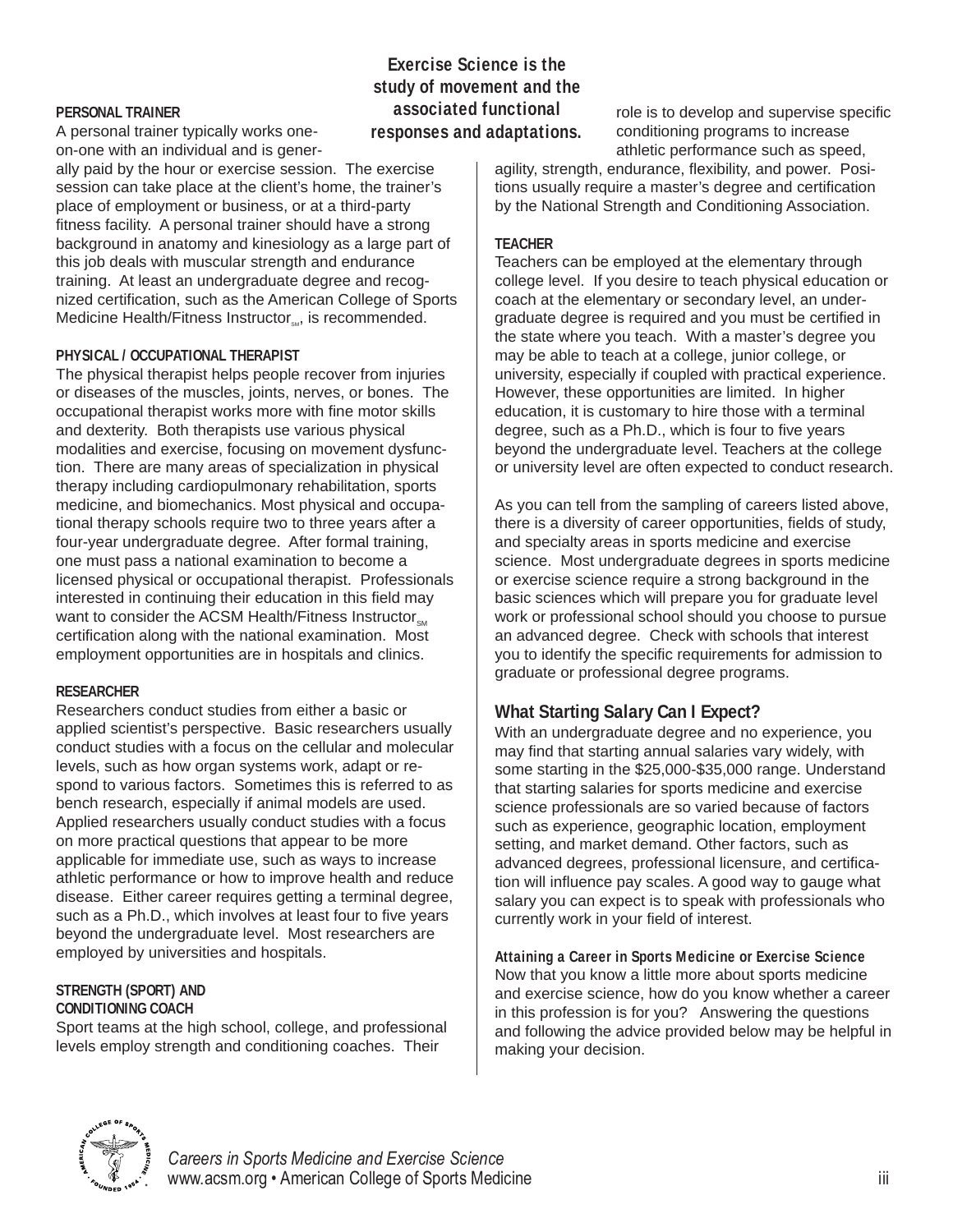**Exercise Science is the study of movement and the associated functional responses and adaptations.**

**PERSONAL TRAINER**

A personal trainer typically works one-on-one with an individual and is generally paid by the hour or exercise session. The exercise session can take place at the client's home, the trainer's place of employment or business, or at a third-party fitness facility. A personal trainer should have a strong background in anatomy and kinesiology as a large part of this job deals with muscular strength and endurance training. At least an undergraduate degree and recognized certification, such as the American College of Sports Medicine Health/Fitness Instructor$_{SM}$, is recommended.

**PHYSICAL / OCCUPATIONAL THERAPIST**

The physical therapist helps people recover from injuries or diseases of the muscles, joints, nerves, or bones. The occupational therapist works more with fine motor skills and dexterity. Both therapists use various physical modalities and exercise, focusing on movement dysfunction. There are many areas of specialization in physical therapy including cardiopulmonary rehabilitation, sports medicine, and biomechanics. Most physical and occupational therapy schools require two to three years after a four-year undergraduate degree. After formal training, one must pass a national examination to become a licensed physical or occupational therapist. Professionals interested in continuing their education in this field may want to consider the ACSM Health/Fitness Instructor$_{SM}$ certification along with the national examination. Most employment opportunities are in hospitals and clinics.

**RESEARCHER**

Researchers conduct studies from either a basic or applied scientist's perspective. Basic researchers usually conduct studies with a focus on the cellular and molecular levels, such as how organ systems work, adapt or respond to various factors. Sometimes this is referred to as bench research, especially if animal models are used. Applied researchers usually conduct studies with a focus on more practical questions that appear to be more applicable for immediate use, such as ways to increase athletic performance or how to improve health and reduce disease. Either career requires getting a terminal degree, such as a Ph.D., which involves at least four to five years beyond the undergraduate level. Most researchers are employed by universities and hospitals.

**STRENGTH (SPORT) AND CONDITIONING COACH**

Sport teams at the high school, college, and professional levels employ strength and conditioning coaches. Their role is to develop and supervise specific conditioning programs to increase athletic performance such as speed, agility, strength, endurance, flexibility, and power. Positions usually require a master's degree and certification by the National Strength and Conditioning Association.

**TEACHER**

Teachers can be employed at the elementary through college level. If you desire to teach physical education or coach at the elementary or secondary level, an undergraduate degree is required and you must be certified in the state where you teach. With a master's degree you may be able to teach at a college, junior college, or university, especially if coupled with practical experience. However, these opportunities are limited. In higher education, it is customary to hire those with a terminal degree, such as a Ph.D., which is four to five years beyond the undergraduate level. Teachers at the college or university level are often expected to conduct research.

As you can tell from the sampling of careers listed above, there is a diversity of career opportunities, fields of study, and specialty areas in sports medicine and exercise science. Most undergraduate degrees in sports medicine or exercise science require a strong background in the basic sciences which will prepare you for graduate level work or professional school should you choose to pursue an advanced degree. Check with schools that interest you to identify the specific requirements for admission to graduate or professional degree programs.

## What Starting Salary Can I Expect?

With an undergraduate degree and no experience, you may find that starting annual salaries vary widely, with some starting in the $25,000-$35,000 range. Understand that starting salaries for sports medicine and exercise science professionals are so varied because of factors such as experience, geographic location, employment setting, and market demand. Other factors, such as advanced degrees, professional licensure, and certification will influence pay scales. A good way to gauge what salary you can expect is to speak with professionals who currently work in your field of interest.

**Attaining a Career in Sports Medicine or Exercise Science**

Now that you know a little more about sports medicine and exercise science, how do you know whether a career in this profession is for you? Answering the questions and following the advice provided below may be helpful in making your decision.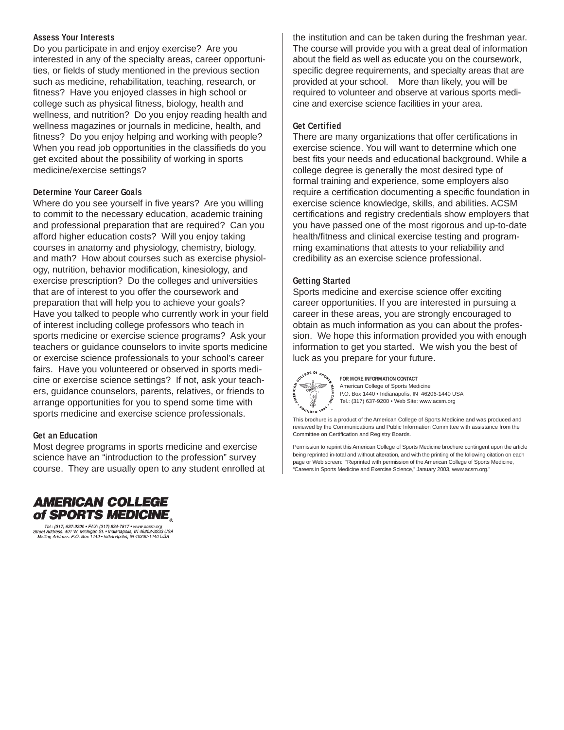### Assess Your Interests

Do you participate in and enjoy exercise? Are you interested in any of the specialty areas, career opportunities, or fields of study mentioned in the previous section such as medicine, rehabilitation, teaching, research, or fitness? Have you enjoyed classes in high school or college such as physical fitness, biology, health and wellness, and nutrition? Do you enjoy reading health and wellness magazines or journals in medicine, health, and fitness? Do you enjoy helping and working with people? When you read job opportunities in the classifieds do you get excited about the possibility of working in sports medicine/exercise settings?

### Determine Your Career Goals

Where do you see yourself in five years? Are you willing to commit to the necessary education, academic training and professional preparation that are required? Can you afford higher education costs? Will you enjoy taking courses in anatomy and physiology, chemistry, biology, and math? How about courses such as exercise physiology, nutrition, behavior modification, kinesiology, and exercise prescription? Do the colleges and universities that are of interest to you offer the coursework and preparation that will help you to achieve your goals? Have you talked to people who currently work in your field of interest including college professors who teach in sports medicine or exercise science programs? Ask your teachers or guidance counselors to invite sports medicine or exercise science professionals to your school's career fairs. Have you volunteered or observed in sports medicine or exercise science settings? If not, ask your teachers, guidance counselors, parents, relatives, or friends to arrange opportunities for you to spend some time with sports medicine and exercise science professionals.

### Get an Education

Most degree programs in sports medicine and exercise science have an "introduction to the profession" survey course. They are usually open to any student enrolled at the institution and can be taken during the freshman year. The course will provide you with a great deal of information about the field as well as educate you on the coursework, specific degree requirements, and specialty areas that are provided at your school. More than likely, you will be required to volunteer and observe at various sports medicine and exercise science facilities in your area.

### Get Certified

There are many organizations that offer certifications in exercise science. You will want to determine which one best fits your needs and educational background. While a college degree is generally the most desired type of formal training and experience, some employers also require a certification documenting a specific foundation in exercise science knowledge, skills, and abilities. ACSM certifications and registry credentials show employers that you have passed one of the most rigorous and up-to-date health/fitness and clinical exercise testing and programming examinations that attests to your reliability and credibility as an exercise science professional.

### Getting Started

Sports medicine and exercise science offer exciting career opportunities. If you are interested in pursuing a career in these areas, you are strongly encouraged to obtain as much information as you can about the profession. We hope this information provided you with enough information to get you started. We wish you the best of luck as you prepare for your future.

**FOR MORE INFORMATION CONTACT**
American College of Sports Medicine
P.O. Box 1440 • Indianapolis, IN 46206-1440 USA
Tel.: (317) 637-9200 • Web Site: www.acsm.org

This brochure is a product of the American College of Sports Medicine and was produced and reviewed by the Communications and Public Information Committee with assistance from the Committee on Certification and Registry Boards.

Permission to reprint this American College of Sports Medicine brochure contingent upon the article being reprinted in-total and without alteration, and with the printing of the following citation on each page or Web screen: "Reprinted with permission of the American College of Sports Medicine, "Careers in Sports Medicine and Exercise Science," January 2003, www.acsm.org."

**AMERICAN COLLEGE of SPORTS MEDICINE®**

Tel.: (317) 637-9200 • FAX: (317) 634-7817 • www.acsm.org
Street Address: 401 W. Michigan St. • Indianapolis, IN 46202-3233 USA
Mailing Address: P.O. Box 1440 • Indianapolis, IN 46206-1440 USA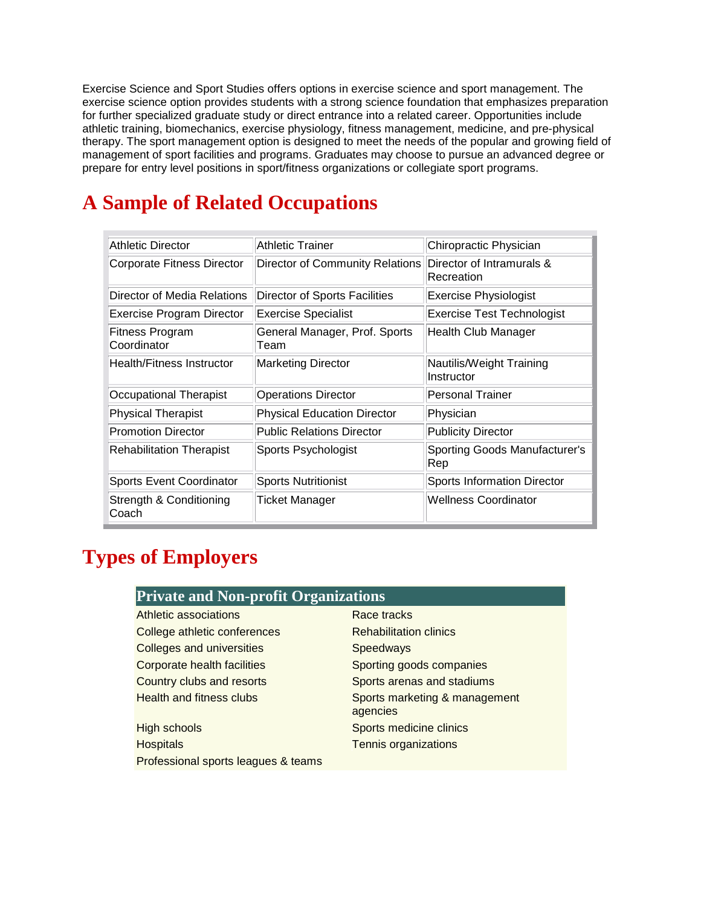Exercise Science and Sport Studies offers options in exercise science and sport management. The exercise science option provides students with a strong science foundation that emphasizes preparation for further specialized graduate study or direct entrance into a related career. Opportunities include athletic training, biomechanics, exercise physiology, fitness management, medicine, and pre-physical therapy. The sport management option is designed to meet the needs of the popular and growing field of management of sport facilities and programs. Graduates may choose to pursue an advanced degree or prepare for entry level positions in sport/fitness organizations or collegiate sport programs.

## A Sample of Related Occupations

| | | |
|---|---|---|
| Athletic Director | Athletic Trainer | Chiropractic Physician |
| Corporate Fitness Director | Director of Community Relations | Director of Intramurals & Recreation |
| Director of Media Relations | Director of Sports Facilities | Exercise Physiologist |
| Exercise Program Director | Exercise Specialist | Exercise Test Technologist |
| Fitness Program Coordinator | General Manager, Prof. Sports Team | Health Club Manager |
| Health/Fitness Instructor | Marketing Director | Nautilis/Weight Training Instructor |
| Occupational Therapist | Operations Director | Personal Trainer |
| Physical Therapist | Physical Education Director | Physician |
| Promotion Director | Public Relations Director | Publicity Director |
| Rehabilitation Therapist | Sports Psychologist | Sporting Goods Manufacturer's Rep |
| Sports Event Coordinator | Sports Nutritionist | Sports Information Director |
| Strength & Conditioning Coach | Ticket Manager | Wellness Coordinator |

## Types of Employers

| Private and Non-profit Organizations | |
|---|---|
| Athletic associations | Race tracks |
| College athletic conferences | Rehabilitation clinics |
| Colleges and universities | Speedways |
| Corporate health facilities | Sporting goods companies |
| Country clubs and resorts | Sports arenas and stadiums |
| Health and fitness clubs | Sports marketing & management agencies |
| High schools | Sports medicine clinics |
| Hospitals | Tennis organizations |
| Professional sports leagues & teams | |